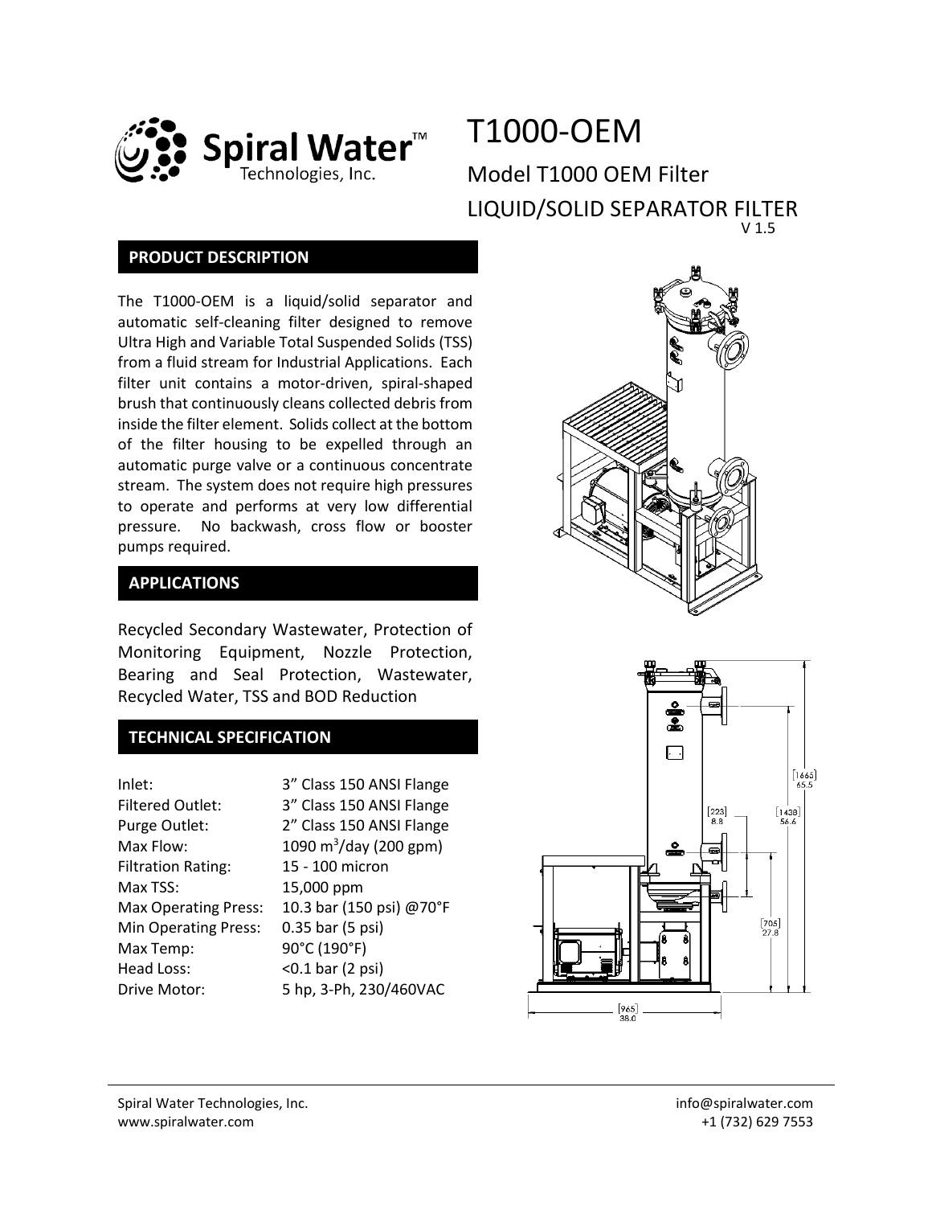# T1000-OEM

## Model T1000 OEM Filter

## LIQUID/SOLID SEPARATOR FILTER

V 1.5

## PRODUCT DESCRIPTION

The T1000-OEM is a liquid/solid separator and automatic self-cleaning filter designed to remove Ultra High and Variable Total Suspended Solids (TSS) from a fluid stream for Industrial Applications. Each filter unit contains a motor-driven, spiral-shaped brush that continuously cleans collected debris from inside the filter element. Solids collect at the bottom of the filter housing to be expelled through an automatic purge valve or a continuous concentrate stream. The system does not require high pressures to operate and performs at very low differential pressure. No backwash, cross flow or booster pumps required.

## APPLICATIONS

Recycled Secondary Wastewater, Protection of Monitoring Equipment, Nozzle Protection, Bearing and Seal Protection, Wastewater, Recycled Water, TSS and BOD Reduction

## TECHNICAL SPECIFICATION

| | |
|---|---|
| Inlet: | 3" Class 150 ANSI Flange |
| Filtered Outlet: | 3" Class 150 ANSI Flange |
| Purge Outlet: | 2" Class 150 ANSI Flange |
| Max Flow: | 1090 $m^3$/day (200 gpm) |
| Filtration Rating: | 15 - 100 micron |
| Max TSS: | 15,000 ppm |
| Max Operating Press: | 10.3 bar (150 psi) @70°F |
| Min Operating Press: | 0.35 bar (5 psi) |
| Max Temp: | 90°C (190°F) |
| Head Loss: | <0.1 bar (2 psi) |
| Drive Motor: | 5 hp, 3-Ph, 230/460VAC |

Spiral Water Technologies, Inc.
www.spiralwater.com
info@spiralwater.com
+1 (732) 629 7553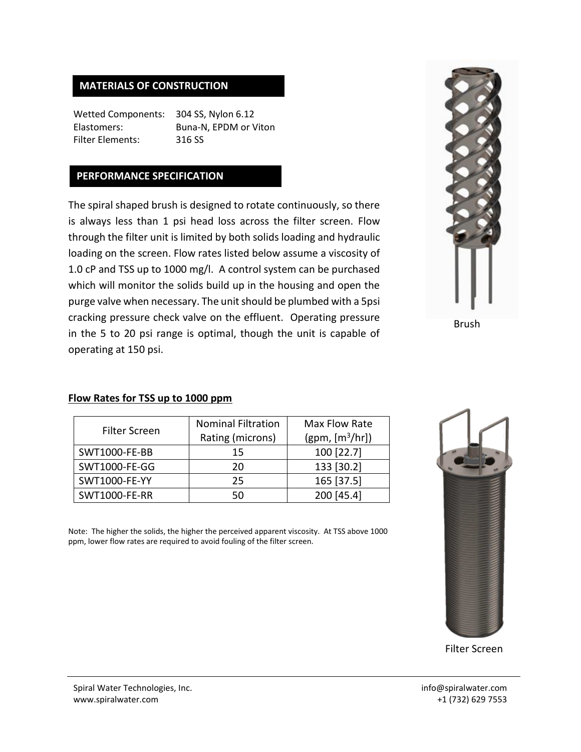## MATERIALS OF CONSTRUCTION

| | |
|---|---|
| Wetted Components: | 304 SS, Nylon 6.12 |
| Elastomers: | Buna-N, EPDM or Viton |
| Filter Elements: | 316 SS |

## PERFORMANCE SPECIFICATION

The spiral shaped brush is designed to rotate continuously, so there is always less than 1 psi head loss across the filter screen. Flow through the filter unit is limited by both solids loading and hydraulic loading on the screen. Flow rates listed below assume a viscosity of 1.0 cP and TSS up to 1000 mg/l. A control system can be purchased which will monitor the solids build up in the housing and open the purge valve when necessary. The unit should be plumbed with a 5psi cracking pressure check valve on the effluent. Operating pressure in the 5 to 20 psi range is optimal, though the unit is capable of operating at 150 psi.

Brush

**Flow Rates for TSS up to 1000 ppm**

| Filter Screen | Nominal Filtration Rating (microns) | Max Flow Rate (gpm, [$m^3$/hr]) |
|---|---|---|
| SWT1000-FE-BB | 15 | 100 [22.7] |
| SWT1000-FE-GG | 20 | 133 [30.2] |
| SWT1000-FE-YY | 25 | 165 [37.5] |
| SWT1000-FE-RR | 50 | 200 [45.4] |

Note: The higher the solids, the higher the perceived apparent viscosity. At TSS above 1000 ppm, lower flow rates are required to avoid fouling of the filter screen.

Filter Screen